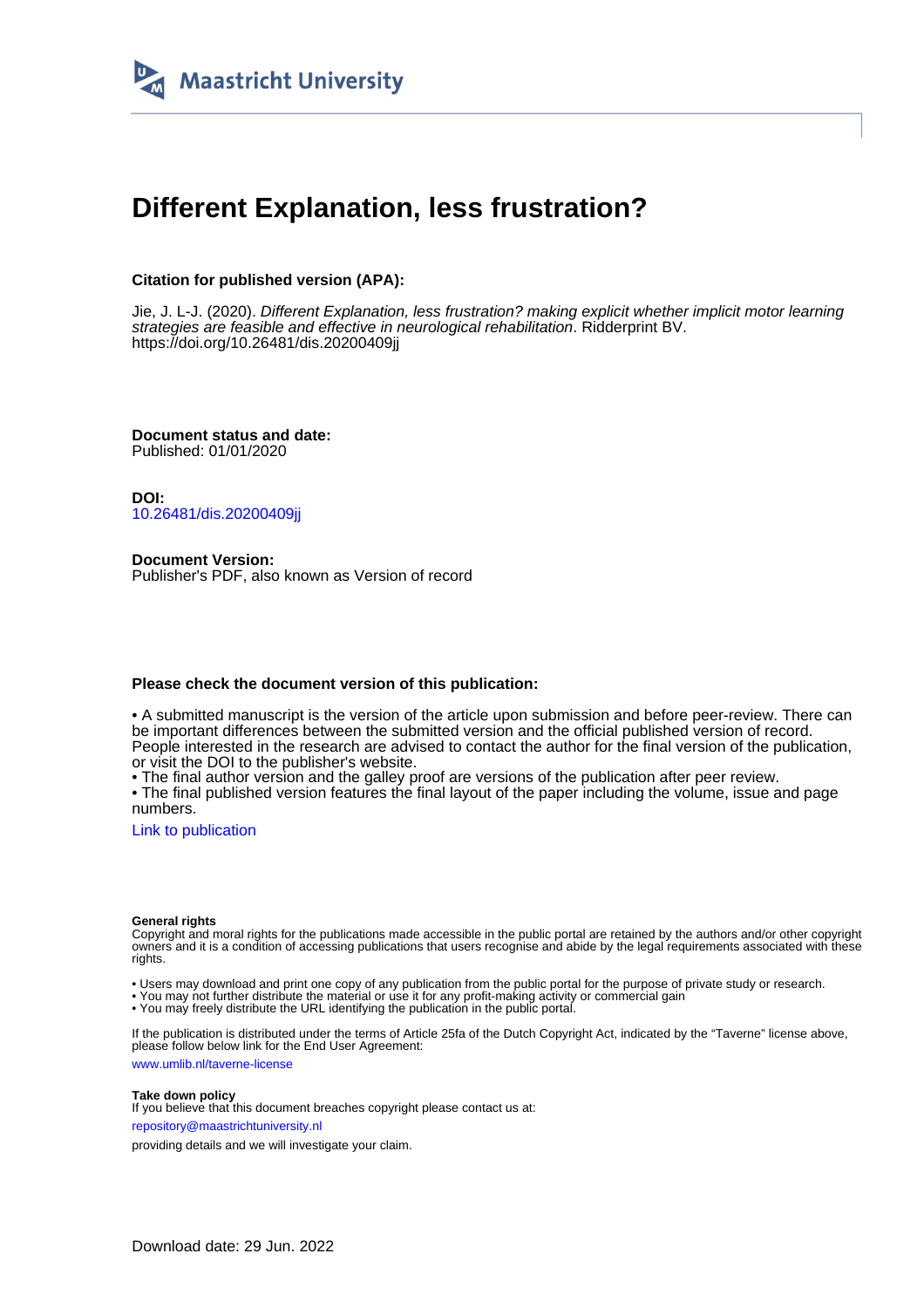Maastricht University

# Different Explanation, less frustration?

**Citation for published version (APA):**

Jie, J. L-J. (2020). *Different Explanation, less frustration? making explicit whether implicit motor learning strategies are feasible and effective in neurological rehabilitation*. Ridderprint BV. https://doi.org/10.26481/dis.20200409jj

**Document status and date:**
Published: 01/01/2020

**DOI:**
10.26481/dis.20200409jj

**Document Version:**
Publisher's PDF, also known as Version of record

**Please check the document version of this publication:**

• A submitted manuscript is the version of the article upon submission and before peer-review. There can be important differences between the submitted version and the official published version of record. People interested in the research are advised to contact the author for the final version of the publication, or visit the DOI to the publisher's website.
• The final author version and the galley proof are versions of the publication after peer review.
• The final published version features the final layout of the paper including the volume, issue and page numbers.

Link to publication

**General rights**
Copyright and moral rights for the publications made accessible in the public portal are retained by the authors and/or other copyright owners and it is a condition of accessing publications that users recognise and abide by the legal requirements associated with these rights.

• Users may download and print one copy of any publication from the public portal for the purpose of private study or research.
• You may not further distribute the material or use it for any profit-making activity or commercial gain
• You may freely distribute the URL identifying the publication in the public portal.

If the publication is distributed under the terms of Article 25fa of the Dutch Copyright Act, indicated by the "Taverne" license above, please follow below link for the End User Agreement:

www.umlib.nl/taverne-license

**Take down policy**
If you believe that this document breaches copyright please contact us at:

repository@maastrichtuniversity.nl

providing details and we will investigate your claim.

Download date: 29 Jun. 2022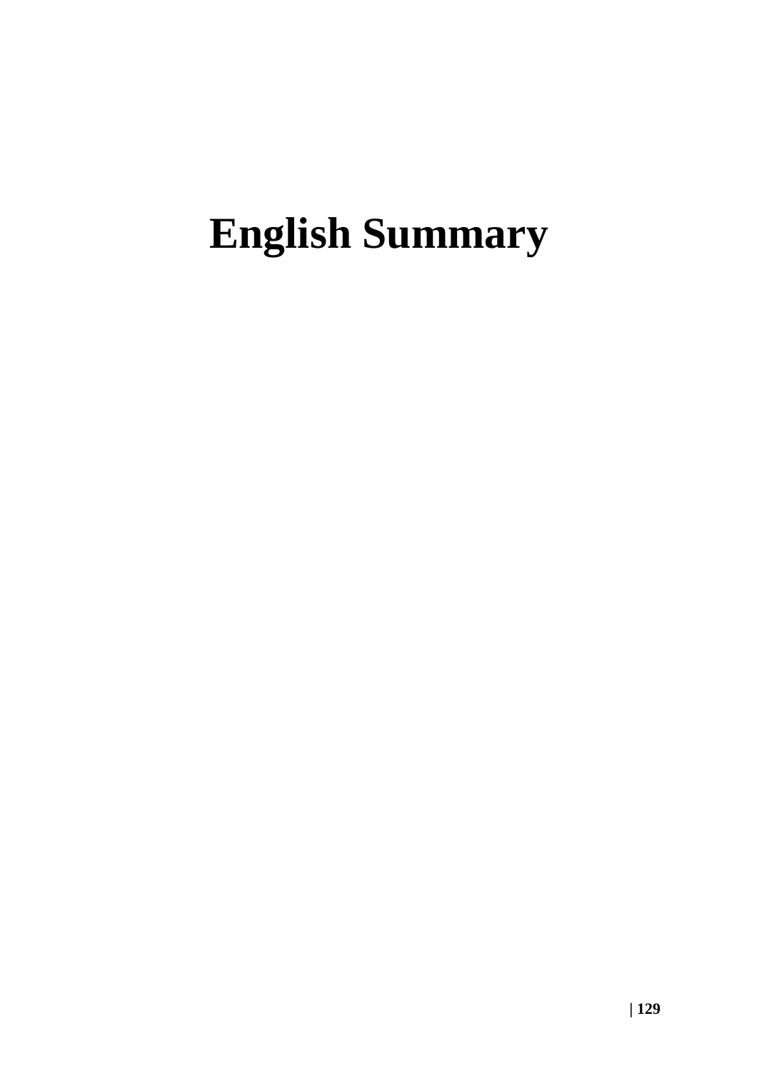# English Summary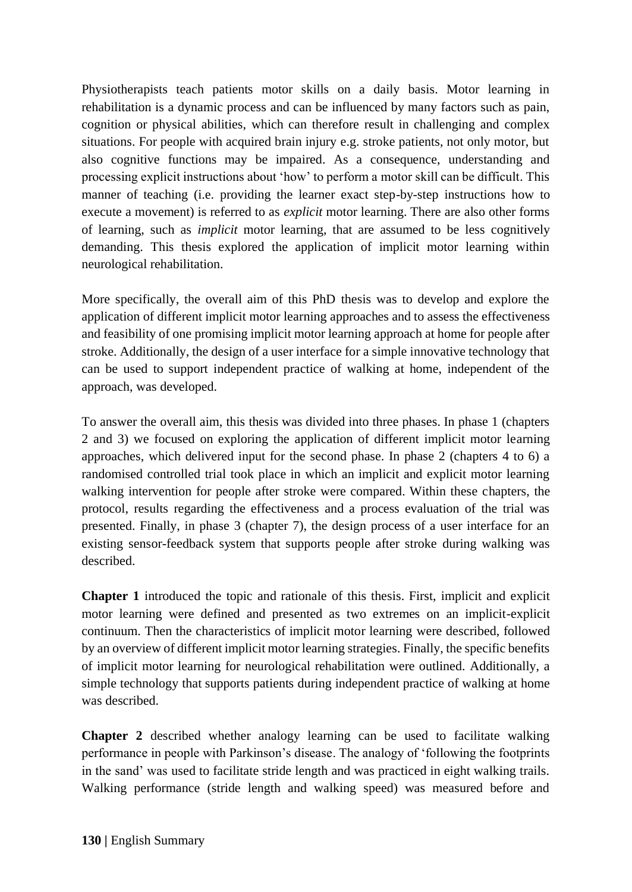Physiotherapists teach patients motor skills on a daily basis. Motor learning in rehabilitation is a dynamic process and can be influenced by many factors such as pain, cognition or physical abilities, which can therefore result in challenging and complex situations. For people with acquired brain injury e.g. stroke patients, not only motor, but also cognitive functions may be impaired. As a consequence, understanding and processing explicit instructions about 'how' to perform a motor skill can be difficult. This manner of teaching (i.e. providing the learner exact step-by-step instructions how to execute a movement) is referred to as *explicit* motor learning. There are also other forms of learning, such as *implicit* motor learning, that are assumed to be less cognitively demanding. This thesis explored the application of implicit motor learning within neurological rehabilitation.

More specifically, the overall aim of this PhD thesis was to develop and explore the application of different implicit motor learning approaches and to assess the effectiveness and feasibility of one promising implicit motor learning approach at home for people after stroke. Additionally, the design of a user interface for a simple innovative technology that can be used to support independent practice of walking at home, independent of the approach, was developed.

To answer the overall aim, this thesis was divided into three phases. In phase 1 (chapters 2 and 3) we focused on exploring the application of different implicit motor learning approaches, which delivered input for the second phase. In phase 2 (chapters 4 to 6) a randomised controlled trial took place in which an implicit and explicit motor learning walking intervention for people after stroke were compared. Within these chapters, the protocol, results regarding the effectiveness and a process evaluation of the trial was presented. Finally, in phase 3 (chapter 7), the design process of a user interface for an existing sensor-feedback system that supports people after stroke during walking was described.

**Chapter 1** introduced the topic and rationale of this thesis. First, implicit and explicit motor learning were defined and presented as two extremes on an implicit-explicit continuum. Then the characteristics of implicit motor learning were described, followed by an overview of different implicit motor learning strategies. Finally, the specific benefits of implicit motor learning for neurological rehabilitation were outlined. Additionally, a simple technology that supports patients during independent practice of walking at home was described.

**Chapter 2** described whether analogy learning can be used to facilitate walking performance in people with Parkinson's disease. The analogy of 'following the footprints in the sand' was used to facilitate stride length and was practiced in eight walking trails. Walking performance (stride length and walking speed) was measured before and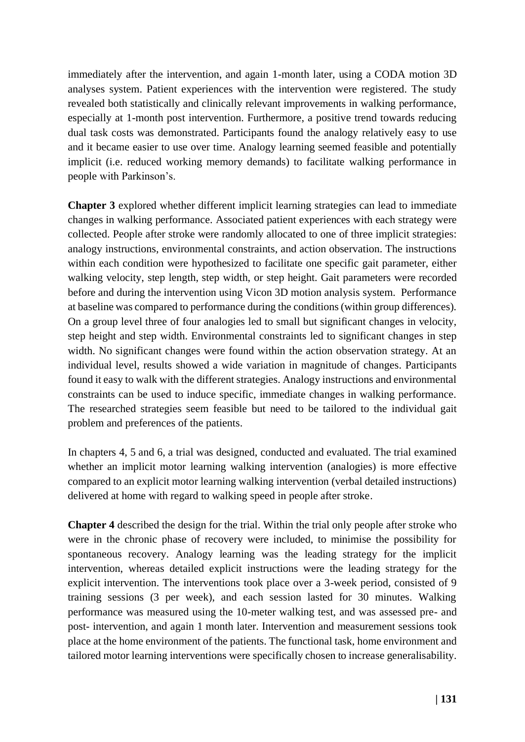immediately after the intervention, and again 1-month later, using a CODA motion 3D analyses system. Patient experiences with the intervention were registered. The study revealed both statistically and clinically relevant improvements in walking performance, especially at 1-month post intervention. Furthermore, a positive trend towards reducing dual task costs was demonstrated. Participants found the analogy relatively easy to use and it became easier to use over time. Analogy learning seemed feasible and potentially implicit (i.e. reduced working memory demands) to facilitate walking performance in people with Parkinson's.

**Chapter 3** explored whether different implicit learning strategies can lead to immediate changes in walking performance. Associated patient experiences with each strategy were collected. People after stroke were randomly allocated to one of three implicit strategies: analogy instructions, environmental constraints, and action observation. The instructions within each condition were hypothesized to facilitate one specific gait parameter, either walking velocity, step length, step width, or step height. Gait parameters were recorded before and during the intervention using Vicon 3D motion analysis system. Performance at baseline was compared to performance during the conditions (within group differences). On a group level three of four analogies led to small but significant changes in velocity, step height and step width. Environmental constraints led to significant changes in step width. No significant changes were found within the action observation strategy. At an individual level, results showed a wide variation in magnitude of changes. Participants found it easy to walk with the different strategies. Analogy instructions and environmental constraints can be used to induce specific, immediate changes in walking performance. The researched strategies seem feasible but need to be tailored to the individual gait problem and preferences of the patients.

In chapters 4, 5 and 6, a trial was designed, conducted and evaluated. The trial examined whether an implicit motor learning walking intervention (analogies) is more effective compared to an explicit motor learning walking intervention (verbal detailed instructions) delivered at home with regard to walking speed in people after stroke.

**Chapter 4** described the design for the trial. Within the trial only people after stroke who were in the chronic phase of recovery were included, to minimise the possibility for spontaneous recovery. Analogy learning was the leading strategy for the implicit intervention, whereas detailed explicit instructions were the leading strategy for the explicit intervention. The interventions took place over a 3-week period, consisted of 9 training sessions (3 per week), and each session lasted for 30 minutes. Walking performance was measured using the 10-meter walking test, and was assessed pre- and post- intervention, and again 1 month later. Intervention and measurement sessions took place at the home environment of the patients. The functional task, home environment and tailored motor learning interventions were specifically chosen to increase generalisability.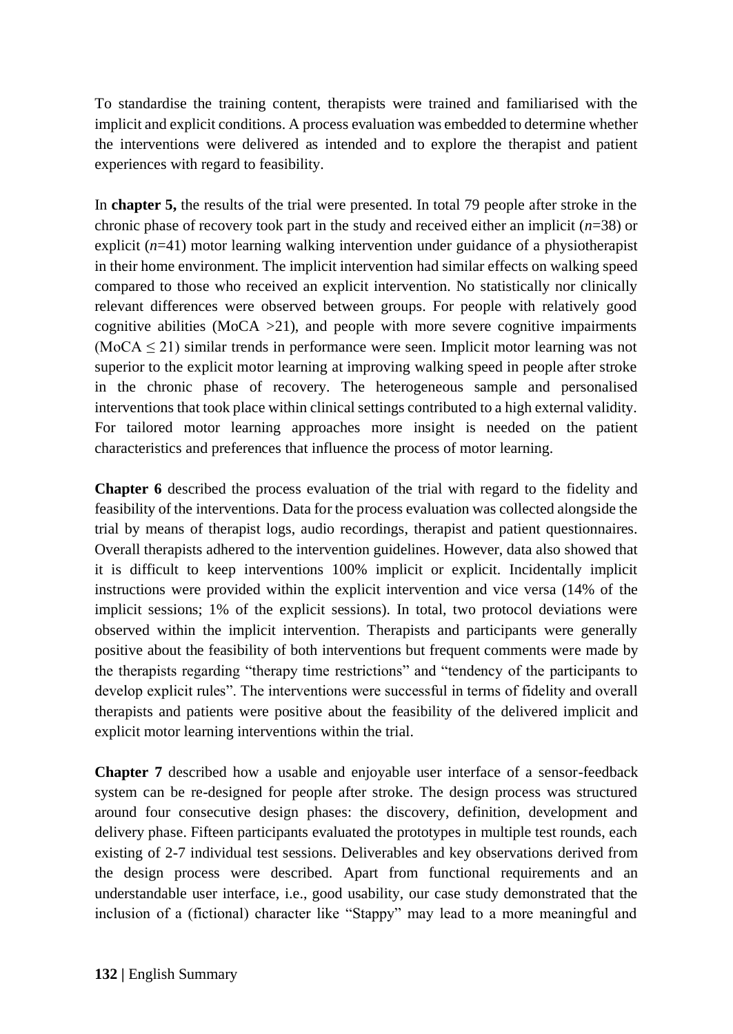To standardise the training content, therapists were trained and familiarised with the implicit and explicit conditions. A process evaluation was embedded to determine whether the interventions were delivered as intended and to explore the therapist and patient experiences with regard to feasibility.

In **chapter 5,** the results of the trial were presented. In total 79 people after stroke in the chronic phase of recovery took part in the study and received either an implicit ($n$=38) or explicit ($n$=41) motor learning walking intervention under guidance of a physiotherapist in their home environment. The implicit intervention had similar effects on walking speed compared to those who received an explicit intervention. No statistically nor clinically relevant differences were observed between groups. For people with relatively good cognitive abilities (MoCA >21), and people with more severe cognitive impairments (MoCA $\leq$ 21) similar trends in performance were seen. Implicit motor learning was not superior to the explicit motor learning at improving walking speed in people after stroke in the chronic phase of recovery. The heterogeneous sample and personalised interventions that took place within clinical settings contributed to a high external validity. For tailored motor learning approaches more insight is needed on the patient characteristics and preferences that influence the process of motor learning.

**Chapter 6** described the process evaluation of the trial with regard to the fidelity and feasibility of the interventions. Data for the process evaluation was collected alongside the trial by means of therapist logs, audio recordings, therapist and patient questionnaires. Overall therapists adhered to the intervention guidelines. However, data also showed that it is difficult to keep interventions 100% implicit or explicit. Incidentally implicit instructions were provided within the explicit intervention and vice versa (14% of the implicit sessions; 1% of the explicit sessions). In total, two protocol deviations were observed within the implicit intervention. Therapists and participants were generally positive about the feasibility of both interventions but frequent comments were made by the therapists regarding "therapy time restrictions" and "tendency of the participants to develop explicit rules". The interventions were successful in terms of fidelity and overall therapists and patients were positive about the feasibility of the delivered implicit and explicit motor learning interventions within the trial.

**Chapter 7** described how a usable and enjoyable user interface of a sensor-feedback system can be re-designed for people after stroke. The design process was structured around four consecutive design phases: the discovery, definition, development and delivery phase. Fifteen participants evaluated the prototypes in multiple test rounds, each existing of 2-7 individual test sessions. Deliverables and key observations derived from the design process were described. Apart from functional requirements and an understandable user interface, i.e., good usability, our case study demonstrated that the inclusion of a (fictional) character like "Stappy" may lead to a more meaningful and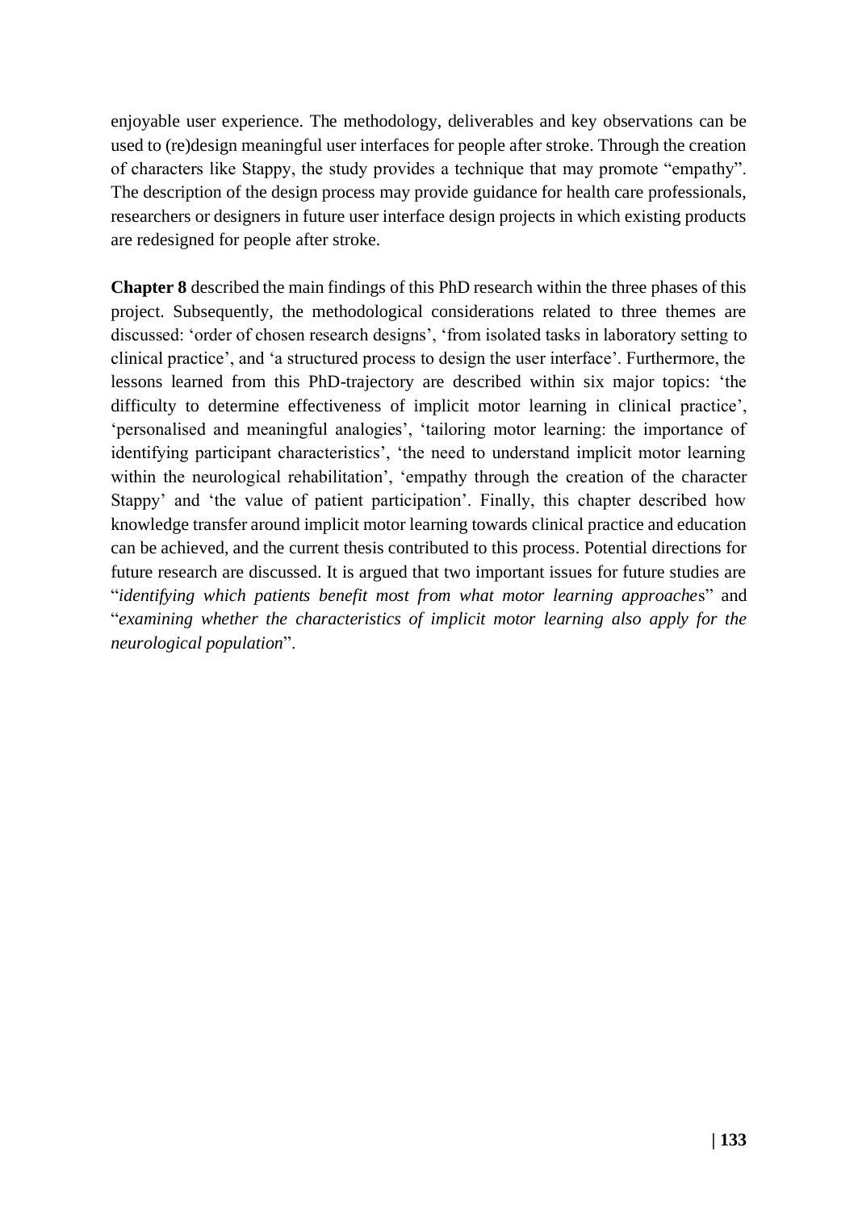enjoyable user experience. The methodology, deliverables and key observations can be used to (re)design meaningful user interfaces for people after stroke. Through the creation of characters like Stappy, the study provides a technique that may promote "empathy". The description of the design process may provide guidance for health care professionals, researchers or designers in future user interface design projects in which existing products are redesigned for people after stroke.

**Chapter 8** described the main findings of this PhD research within the three phases of this project. Subsequently, the methodological considerations related to three themes are discussed: 'order of chosen research designs', 'from isolated tasks in laboratory setting to clinical practice', and 'a structured process to design the user interface'. Furthermore, the lessons learned from this PhD-trajectory are described within six major topics: 'the difficulty to determine effectiveness of implicit motor learning in clinical practice', 'personalised and meaningful analogies', 'tailoring motor learning: the importance of identifying participant characteristics', 'the need to understand implicit motor learning within the neurological rehabilitation', 'empathy through the creation of the character Stappy' and 'the value of patient participation'. Finally, this chapter described how knowledge transfer around implicit motor learning towards clinical practice and education can be achieved, and the current thesis contributed to this process. Potential directions for future research are discussed. It is argued that two important issues for future studies are "*identifying which patients benefit most from what motor learning approaches*" and "*examining whether the characteristics of implicit motor learning also apply for the neurological population*".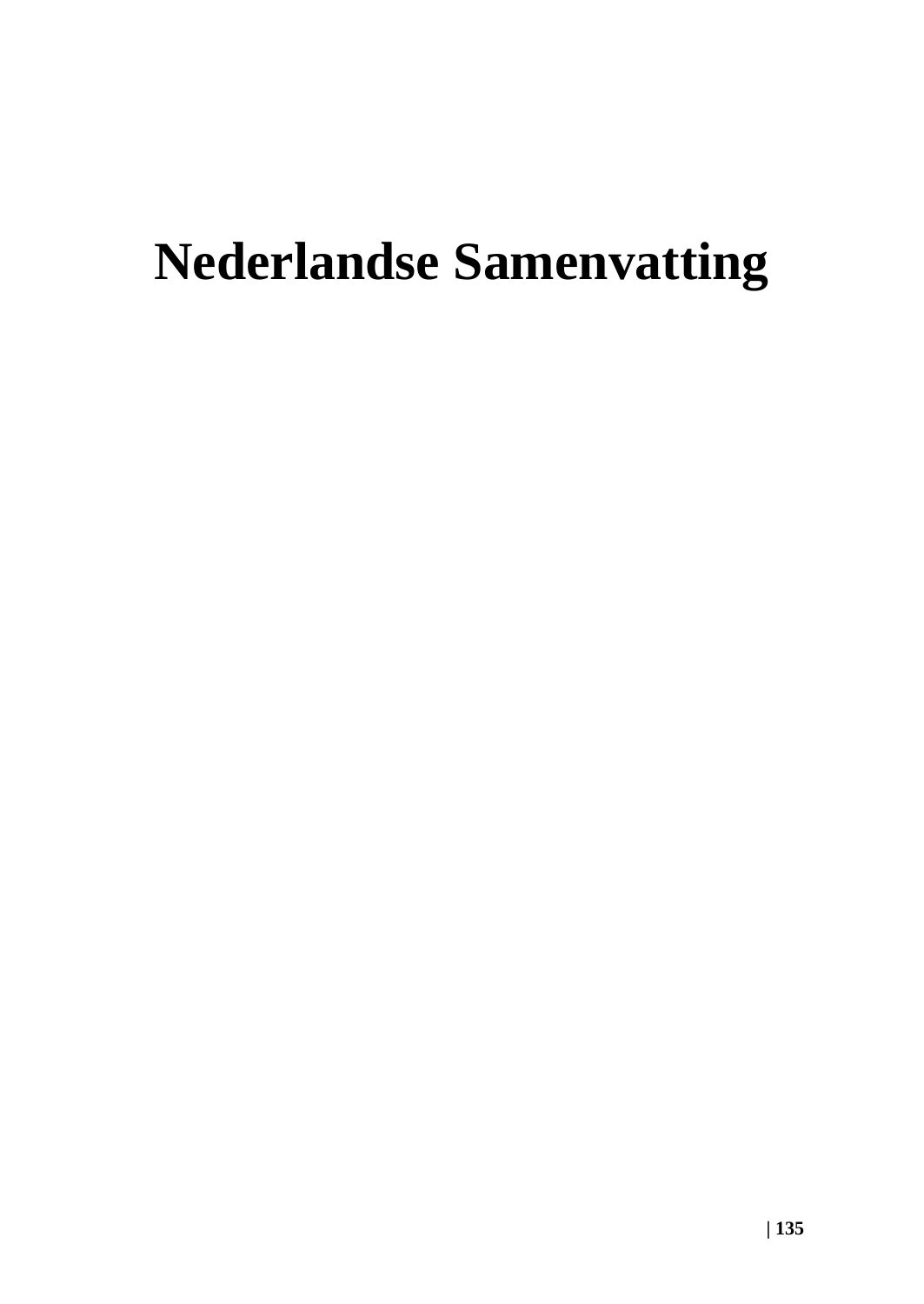# Nederlandse Samenvatting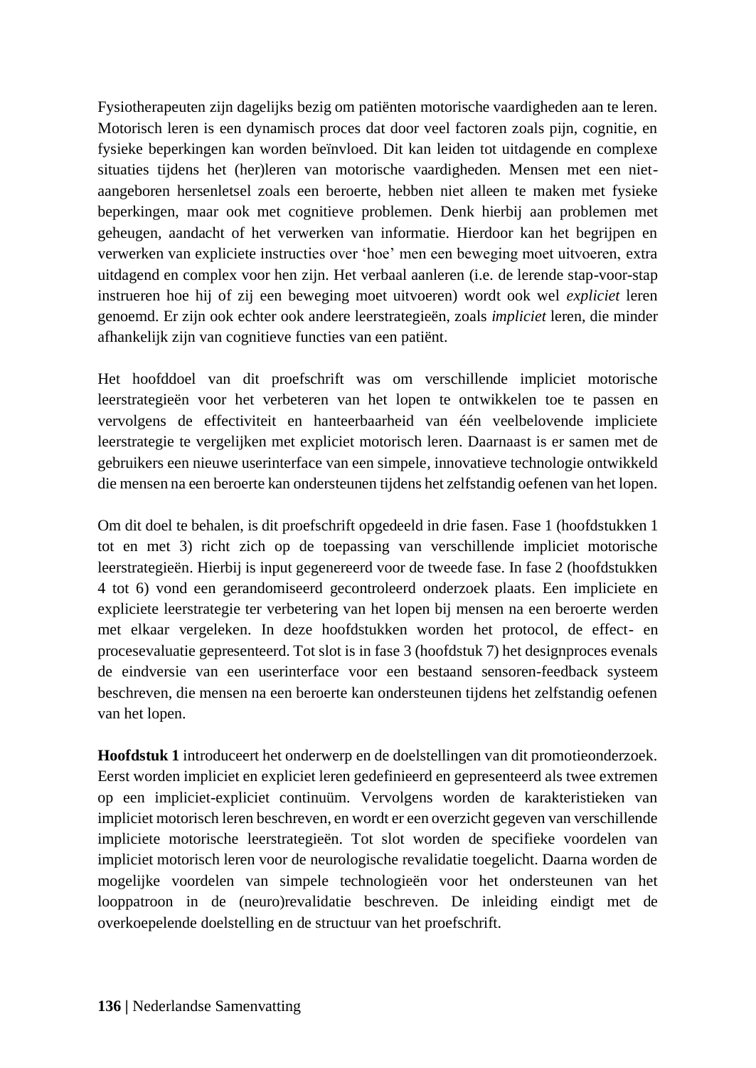Fysiotherapeuten zijn dagelijks bezig om patiënten motorische vaardigheden aan te leren. Motorisch leren is een dynamisch proces dat door veel factoren zoals pijn, cognitie, en fysieke beperkingen kan worden beïnvloed. Dit kan leiden tot uitdagende en complexe situaties tijdens het (her)leren van motorische vaardigheden. Mensen met een niet-aangeboren hersenletsel zoals een beroerte, hebben niet alleen te maken met fysieke beperkingen, maar ook met cognitieve problemen. Denk hierbij aan problemen met geheugen, aandacht of het verwerken van informatie. Hierdoor kan het begrijpen en verwerken van expliciete instructies over 'hoe' men een beweging moet uitvoeren, extra uitdagend en complex voor hen zijn. Het verbaal aanleren (i.e. de lerende stap-voor-stap instrueren hoe hij of zij een beweging moet uitvoeren) wordt ook wel *expliciet* leren genoemd. Er zijn ook echter ook andere leerstrategieën, zoals *impliciet* leren, die minder afhankelijk zijn van cognitieve functies van een patiënt.

Het hoofddoel van dit proefschrift was om verschillende impliciet motorische leerstrategieën voor het verbeteren van het lopen te ontwikkelen toe te passen en vervolgens de effectiviteit en hanteerbaarheid van één veelbelovende impliciete leerstrategie te vergelijken met expliciet motorisch leren. Daarnaast is er samen met de gebruikers een nieuwe userinterface van een simpele, innovatieve technologie ontwikkeld die mensen na een beroerte kan ondersteunen tijdens het zelfstandig oefenen van het lopen.

Om dit doel te behalen, is dit proefschrift opgedeeld in drie fasen. Fase 1 (hoofdstukken 1 tot en met 3) richt zich op de toepassing van verschillende impliciet motorische leerstrategieën. Hierbij is input gegenereerd voor de tweede fase. In fase 2 (hoofdstukken 4 tot 6) vond een gerandomiseerd gecontroleerd onderzoek plaats. Een impliciete en expliciete leerstrategie ter verbetering van het lopen bij mensen na een beroerte werden met elkaar vergeleken. In deze hoofdstukken worden het protocol, de effect- en procesevaluatie gepresenteerd. Tot slot is in fase 3 (hoofdstuk 7) het designproces evenals de eindversie van een userinterface voor een bestaand sensoren-feedback systeem beschreven, die mensen na een beroerte kan ondersteunen tijdens het zelfstandig oefenen van het lopen.

**Hoofdstuk 1** introduceert het onderwerp en de doelstellingen van dit promotieonderzoek. Eerst worden impliciet en expliciet leren gedefinieerd en gepresenteerd als twee extremen op een impliciet-expliciet continuüm. Vervolgens worden de karakteristieken van impliciet motorisch leren beschreven, en wordt er een overzicht gegeven van verschillende impliciete motorische leerstrategieën. Tot slot worden de specifieke voordelen van impliciet motorisch leren voor de neurologische revalidatie toegelicht. Daarna worden de mogelijke voordelen van simpele technologieën voor het ondersteunen van het looppatroon in de (neuro)revalidatie beschreven. De inleiding eindigt met de overkoepelende doelstelling en de structuur van het proefschrift.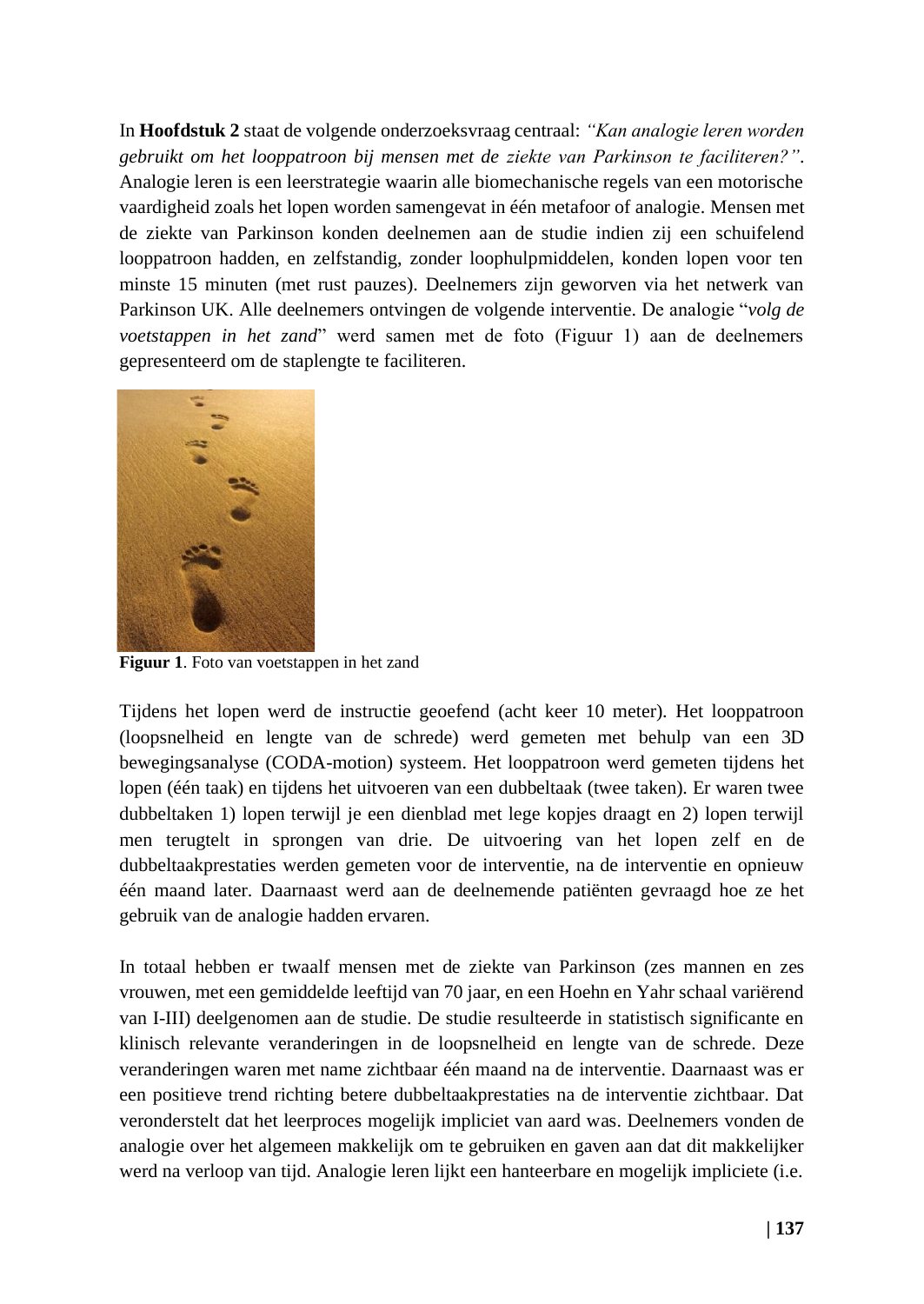In **Hoofdstuk 2** staat de volgende onderzoeksvraag centraal: *"Kan analogie leren worden gebruikt om het looppatroon bij mensen met de ziekte van Parkinson te faciliteren?"*. Analogie leren is een leerstrategie waarin alle biomechanische regels van een motorische vaardigheid zoals het lopen worden samengevat in één metafoor of analogie. Mensen met de ziekte van Parkinson konden deelnemen aan de studie indien zij een schuifelend looppatroon hadden, en zelfstandig, zonder loophulpmiddelen, konden lopen voor ten minste 15 minuten (met rust pauzes). Deelnemers zijn geworven via het netwerk van Parkinson UK. Alle deelnemers ontvingen de volgende interventie. De analogie "*volg de voetstappen in het zand*" werd samen met de foto (Figuur 1) aan de deelnemers gepresenteerd om de staplengte te faciliteren.

**Figuur 1**. Foto van voetstappen in het zand

Tijdens het lopen werd de instructie geoefend (acht keer 10 meter). Het looppatroon (loopsnelheid en lengte van de schrede) werd gemeten met behulp van een 3D bewegingsanalyse (CODA-motion) systeem. Het looppatroon werd gemeten tijdens het lopen (één taak) en tijdens het uitvoeren van een dubbeltaak (twee taken). Er waren twee dubbeltaken 1) lopen terwijl je een dienblad met lege kopjes draagt en 2) lopen terwijl men terugtelt in sprongen van drie. De uitvoering van het lopen zelf en de dubbeltaakprestaties werden gemeten voor de interventie, na de interventie en opnieuw één maand later. Daarnaast werd aan de deelnemende patiënten gevraagd hoe ze het gebruik van de analogie hadden ervaren.

In totaal hebben er twaalf mensen met de ziekte van Parkinson (zes mannen en zes vrouwen, met een gemiddelde leeftijd van 70 jaar, en een Hoehn en Yahr schaal variërend van I-III) deelgenomen aan de studie. De studie resulteerde in statistisch significante en klinisch relevante veranderingen in de loopsnelheid en lengte van de schrede. Deze veranderingen waren met name zichtbaar één maand na de interventie. Daarnaast was er een positieve trend richting betere dubbeltaakprestaties na de interventie zichtbaar. Dat veronderstelt dat het leerproces mogelijk impliciet van aard was. Deelnemers vonden de analogie over het algemeen makkelijk om te gebruiken en gaven aan dat dit makkelijker werd na verloop van tijd. Analogie leren lijkt een hanteerbare en mogelijk impliciete (i.e.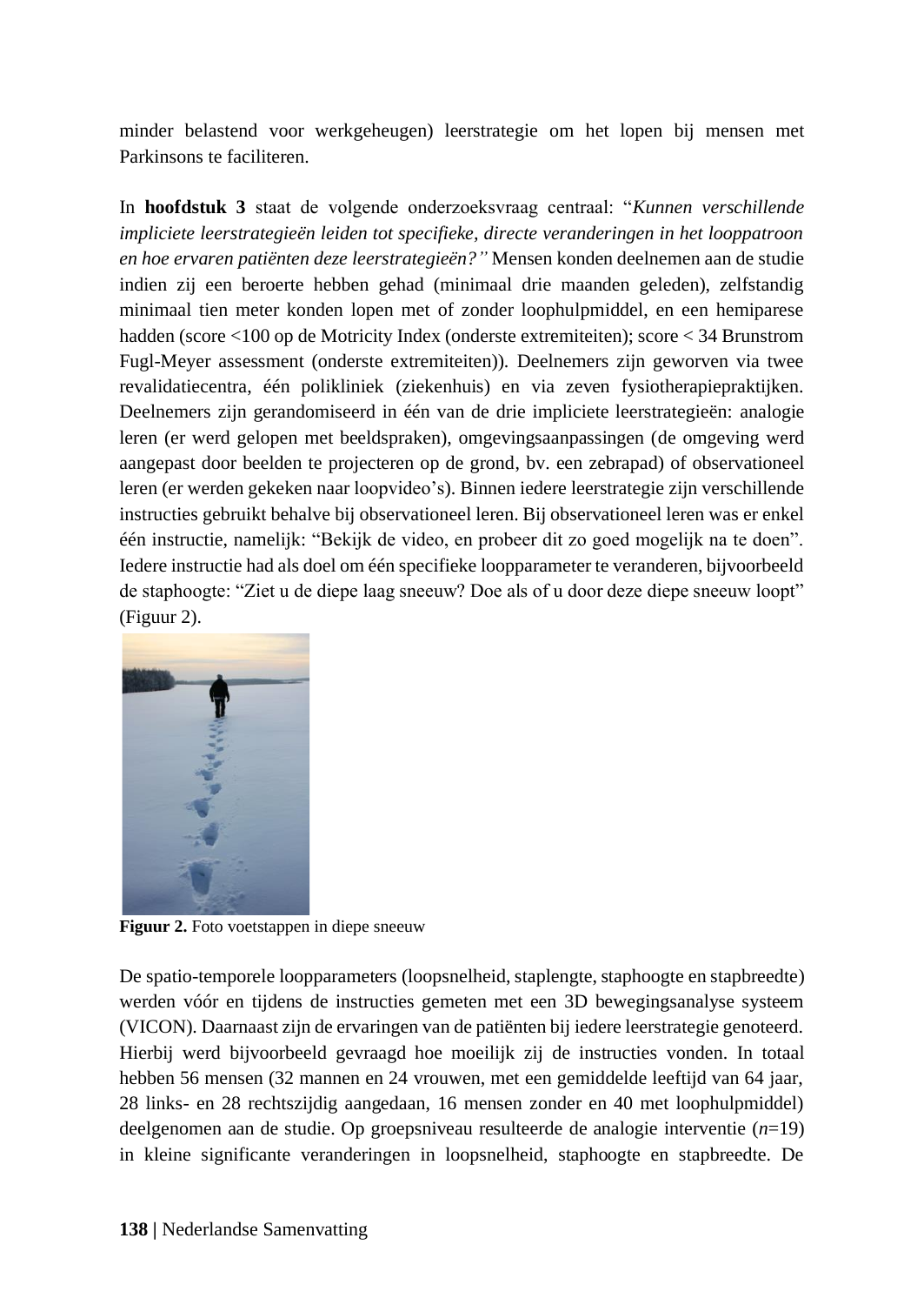minder belastend voor werkgeheugen) leerstrategie om het lopen bij mensen met Parkinsons te faciliteren.

In **hoofdstuk 3** staat de volgende onderzoeksvraag centraal: "*Kunnen verschillende impliciete leerstrategieën leiden tot specifieke, directe veranderingen in het looppatroon en hoe ervaren patiënten deze leerstrategieën?"* Mensen konden deelnemen aan de studie indien zij een beroerte hebben gehad (minimaal drie maanden geleden), zelfstandig minimaal tien meter konden lopen met of zonder loophulpmiddel, en een hemiparese hadden (score <100 op de Motricity Index (onderste extremiteiten); score < 34 Brunstrom Fugl-Meyer assessment (onderste extremiteiten)). Deelnemers zijn geworven via twee revalidatiecentra, één polikliniek (ziekenhuis) en via zeven fysiotherapiepraktijken. Deelnemers zijn gerandomiseerd in één van de drie impliciete leerstrategieën: analogie leren (er werd gelopen met beeldspraken), omgevingsaanpassingen (de omgeving werd aangepast door beelden te projecteren op de grond, bv. een zebrapad) of observationeel leren (er werden gekeken naar loopvideo's). Binnen iedere leerstrategie zijn verschillende instructies gebruikt behalve bij observationeel leren. Bij observationeel leren was er enkel één instructie, namelijk: "Bekijk de video, en probeer dit zo goed mogelijk na te doen". Iedere instructie had als doel om één specifieke loopparameter te veranderen, bijvoorbeeld de staphoogte: "Ziet u de diepe laag sneeuw? Doe als of u door deze diepe sneeuw loopt" (Figuur 2).

**Figuur 2.** Foto voetstappen in diepe sneeuw

De spatio-temporele loopparameters (loopsnelheid, staplengte, staphoogte en stapbreedte) werden vóór en tijdens de instructies gemeten met een 3D bewegingsanalyse systeem (VICON). Daarnaast zijn de ervaringen van de patiënten bij iedere leerstrategie genoteerd. Hierbij werd bijvoorbeeld gevraagd hoe moeilijk zij de instructies vonden. In totaal hebben 56 mensen (32 mannen en 24 vrouwen, met een gemiddelde leeftijd van 64 jaar, 28 links- en 28 rechtszijdig aangedaan, 16 mensen zonder en 40 met loophulpmiddel) deelgenomen aan de studie. Op groepsniveau resulteerde de analogie interventie ($n$=19) in kleine significante veranderingen in loopsnelheid, staphoogte en stapbreedte. De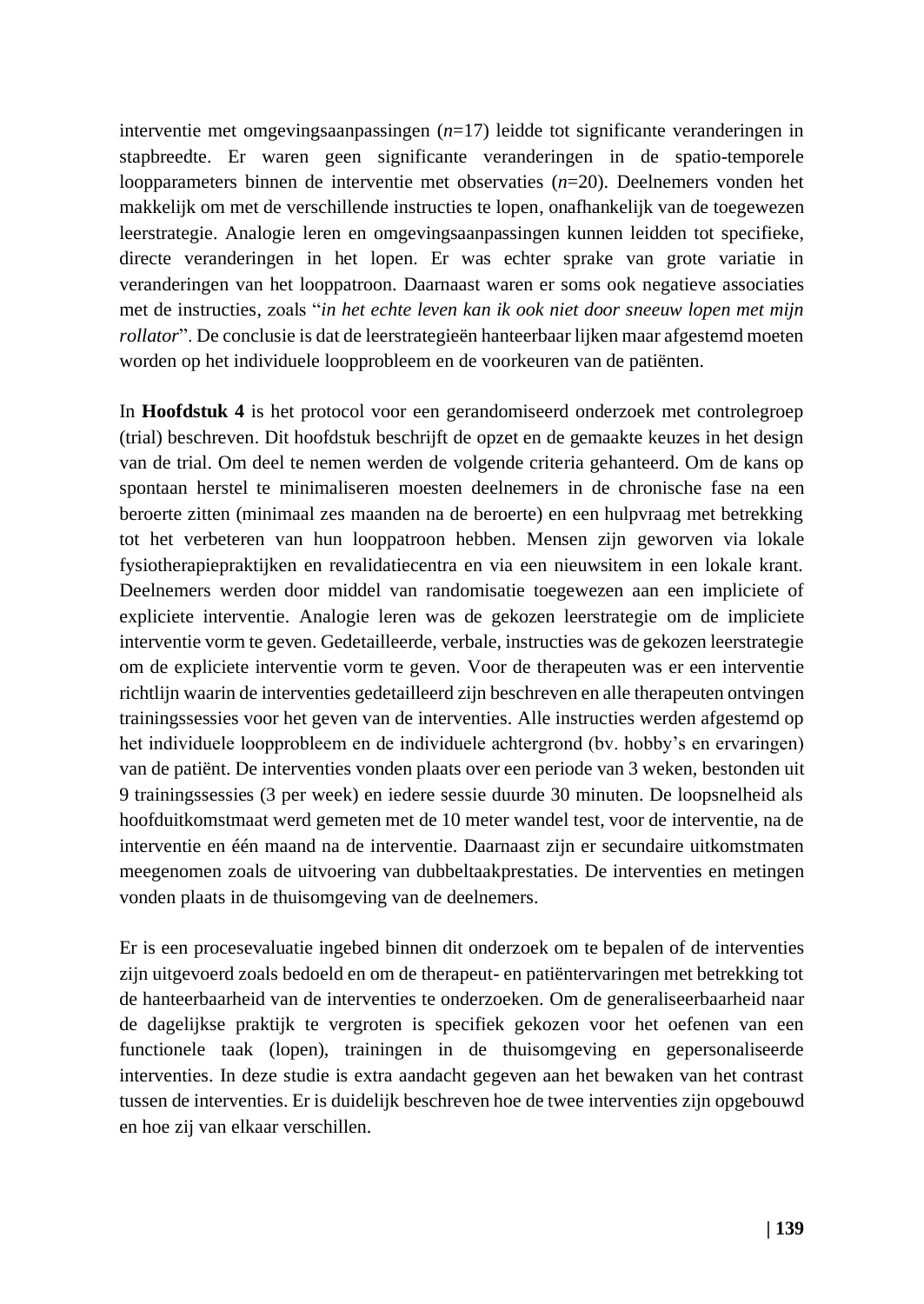interventie met omgevingsaanpassingen (*n*=17) leidde tot significante veranderingen in stapbreedte. Er waren geen significante veranderingen in de spatio-temporele loopparameters binnen de interventie met observaties (*n*=20). Deelnemers vonden het makkelijk om met de verschillende instructies te lopen, onafhankelijk van de toegewezen leerstrategie. Analogie leren en omgevingsaanpassingen kunnen leidden tot specifieke, directe veranderingen in het lopen. Er was echter sprake van grote variatie in veranderingen van het looppatroon. Daarnaast waren er soms ook negatieve associaties met de instructies, zoals "*in het echte leven kan ik ook niet door sneeuw lopen met mijn rollator*". De conclusie is dat de leerstrategieën hanteerbaar lijken maar afgestemd moeten worden op het individuele loopprobleem en de voorkeuren van de patiënten.

In **Hoofdstuk 4** is het protocol voor een gerandomiseerd onderzoek met controlegroep (trial) beschreven. Dit hoofdstuk beschrijft de opzet en de gemaakte keuzes in het design van de trial. Om deel te nemen werden de volgende criteria gehanteerd. Om de kans op spontaan herstel te minimaliseren moesten deelnemers in de chronische fase na een beroerte zitten (minimaal zes maanden na de beroerte) en een hulpvraag met betrekking tot het verbeteren van hun looppatroon hebben. Mensen zijn geworven via lokale fysiotherapiepraktijken en revalidatiecentra en via een nieuwsitem in een lokale krant. Deelnemers werden door middel van randomisatie toegewezen aan een impliciete of expliciete interventie. Analogie leren was de gekozen leerstrategie om de impliciete interventie vorm te geven. Gedetailleerde, verbale, instructies was de gekozen leerstrategie om de expliciete interventie vorm te geven. Voor de therapeuten was er een interventie richtlijn waarin de interventies gedetailleerd zijn beschreven en alle therapeuten ontvingen trainingssessies voor het geven van de interventies. Alle instructies werden afgestemd op het individuele loopprobleem en de individuele achtergrond (bv. hobby's en ervaringen) van de patiënt. De interventies vonden plaats over een periode van 3 weken, bestonden uit 9 trainingssessies (3 per week) en iedere sessie duurde 30 minuten. De loopsnelheid als hoofduitkomstmaat werd gemeten met de 10 meter wandel test, voor de interventie, na de interventie en één maand na de interventie. Daarnaast zijn er secundaire uitkomstmaten meegenomen zoals de uitvoering van dubbeltaakprestaties. De interventies en metingen vonden plaats in de thuisomgeving van de deelnemers.

Er is een procesevaluatie ingebed binnen dit onderzoek om te bepalen of de interventies zijn uitgevoerd zoals bedoeld en om de therapeut- en patiëntervaringen met betrekking tot de hanteerbaarheid van de interventies te onderzoeken. Om de generaliseerbaarheid naar de dagelijkse praktijk te vergroten is specifiek gekozen voor het oefenen van een functionele taak (lopen), trainingen in de thuisomgeving en gepersonaliseerde interventies. In deze studie is extra aandacht gegeven aan het bewaken van het contrast tussen de interventies. Er is duidelijk beschreven hoe de twee interventies zijn opgebouwd en hoe zij van elkaar verschillen.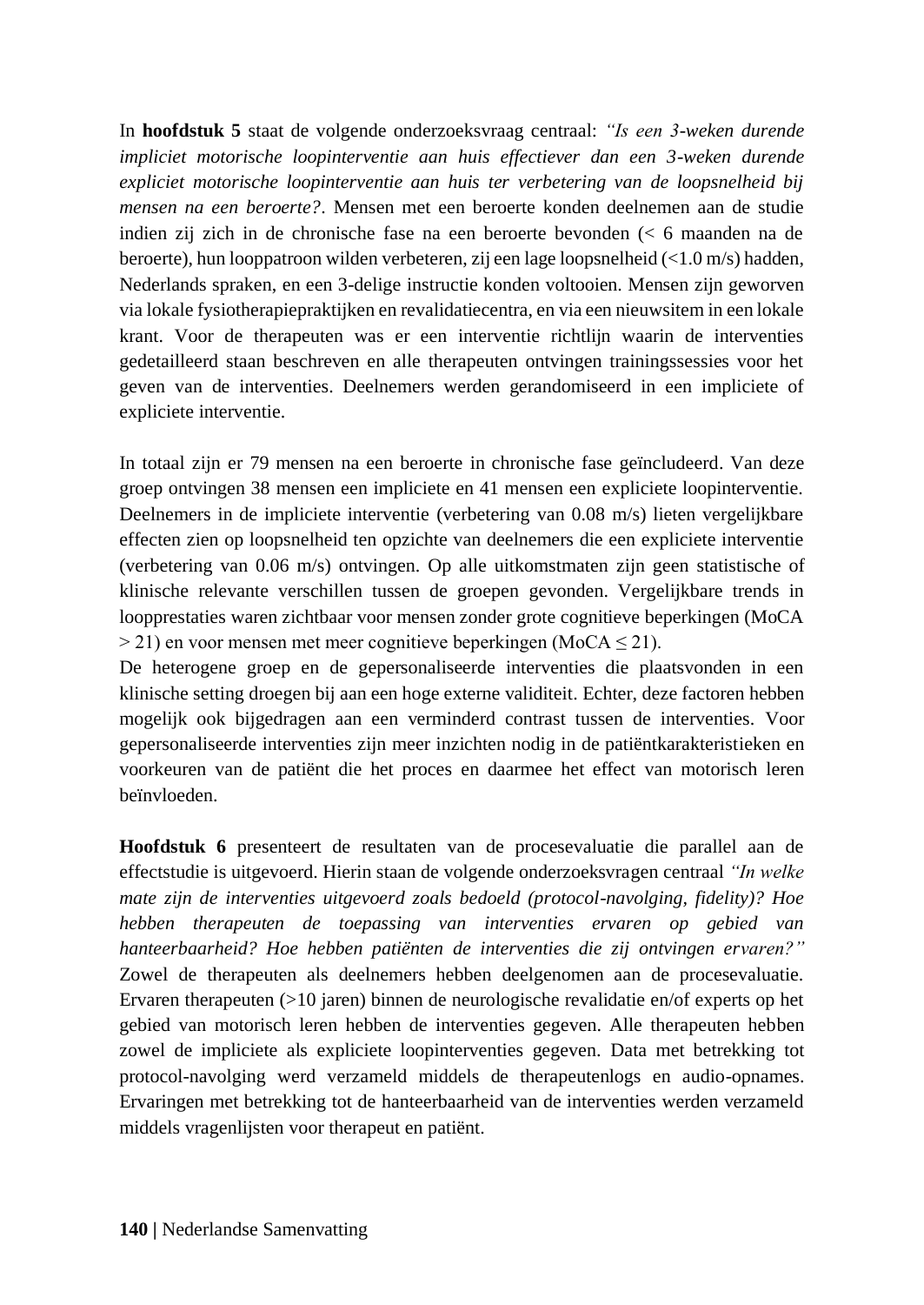In **hoofdstuk 5** staat de volgende onderzoeksvraag centraal: *"Is een 3-weken durende impliciet motorische loopinterventie aan huis effectiever dan een 3-weken durende expliciet motorische loopinterventie aan huis ter verbetering van de loopsnelheid bij mensen na een beroerte?*. Mensen met een beroerte konden deelnemen aan de studie indien zij zich in de chronische fase na een beroerte bevonden (< 6 maanden na de beroerte), hun looppatroon wilden verbeteren, zij een lage loopsnelheid (<1.0 m/s) hadden, Nederlands spraken, en een 3-delige instructie konden voltooien. Mensen zijn geworven via lokale fysiotherapiepraktijken en revalidatiecentra, en via een nieuwsitem in een lokale krant. Voor de therapeuten was er een interventie richtlijn waarin de interventies gedetailleerd staan beschreven en alle therapeuten ontvingen trainingssessies voor het geven van de interventies. Deelnemers werden gerandomiseerd in een impliciete of expliciete interventie.

In totaal zijn er 79 mensen na een beroerte in chronische fase geïncludeerd. Van deze groep ontvingen 38 mensen een impliciete en 41 mensen een expliciete loopinterventie. Deelnemers in de impliciete interventie (verbetering van 0.08 m/s) lieten vergelijkbare effecten zien op loopsnelheid ten opzichte van deelnemers die een expliciete interventie (verbetering van 0.06 m/s) ontvingen. Op alle uitkomstmaten zijn geen statistische of klinische relevante verschillen tussen de groepen gevonden. Vergelijkbare trends in loopprestaties waren zichtbaar voor mensen zonder grote cognitieve beperkingen (MoCA > 21) en voor mensen met meer cognitieve beperkingen (MoCA ≤ 21).

De heterogene groep en de gepersonaliseerde interventies die plaatsvonden in een klinische setting droegen bij aan een hoge externe validiteit. Echter, deze factoren hebben mogelijk ook bijgedragen aan een verminderd contrast tussen de interventies. Voor gepersonaliseerde interventies zijn meer inzichten nodig in de patiëntkarakteristieken en voorkeuren van de patiënt die het proces en daarmee het effect van motorisch leren beïnvloeden.

**Hoofdstuk 6** presenteert de resultaten van de procesevaluatie die parallel aan de effectstudie is uitgevoerd. Hierin staan de volgende onderzoeksvragen centraal *"In welke mate zijn de interventies uitgevoerd zoals bedoeld (protocol-navolging, fidelity)? Hoe hebben therapeuten de toepassing van interventies ervaren op gebied van hanteerbaarheid? Hoe hebben patiënten de interventies die zij ontvingen ervaren?"* Zowel de therapeuten als deelnemers hebben deelgenomen aan de procesevaluatie. Ervaren therapeuten (>10 jaren) binnen de neurologische revalidatie en/of experts op het gebied van motorisch leren hebben de interventies gegeven. Alle therapeuten hebben zowel de impliciete als expliciete loopinterventies gegeven. Data met betrekking tot protocol-navolging werd verzameld middels de therapeutenlogs en audio-opnames. Ervaringen met betrekking tot de hanteerbaarheid van de interventies werden verzameld middels vragenlijsten voor therapeut en patiënt.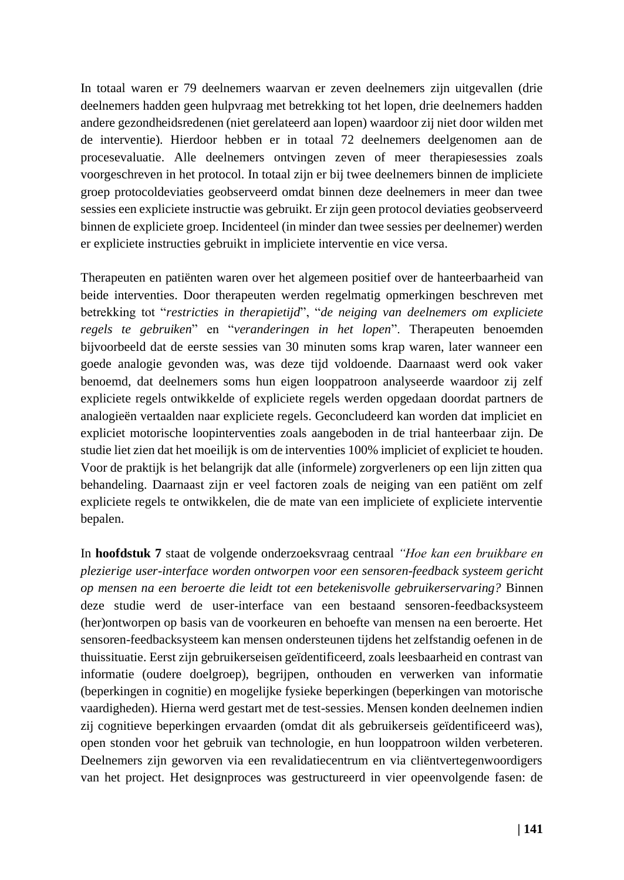In totaal waren er 79 deelnemers waarvan er zeven deelnemers zijn uitgevallen (drie deelnemers hadden geen hulpvraag met betrekking tot het lopen, drie deelnemers hadden andere gezondheidsredenen (niet gerelateerd aan lopen) waardoor zij niet door wilden met de interventie). Hierdoor hebben er in totaal 72 deelnemers deelgenomen aan de procesevaluatie. Alle deelnemers ontvingen zeven of meer therapiesessies zoals voorgeschreven in het protocol. In totaal zijn er bij twee deelnemers binnen de impliciete groep protocoldeviaties geobserveerd omdat binnen deze deelnemers in meer dan twee sessies een expliciete instructie was gebruikt. Er zijn geen protocol deviaties geobserveerd binnen de expliciete groep. Incidenteel (in minder dan twee sessies per deelnemer) werden er expliciete instructies gebruikt in impliciete interventie en vice versa.

Therapeuten en patiënten waren over het algemeen positief over de hanteerbaarheid van beide interventies. Door therapeuten werden regelmatig opmerkingen beschreven met betrekking tot "*restricties in therapietijd*", "*de neiging van deelnemers om expliciete regels te gebruiken*" en "*veranderingen in het lopen*". Therapeuten benoemden bijvoorbeeld dat de eerste sessies van 30 minuten soms krap waren, later wanneer een goede analogie gevonden was, was deze tijd voldoende. Daarnaast werd ook vaker benoemd, dat deelnemers soms hun eigen looppatroon analyseerde waardoor zij zelf expliciete regels ontwikkelde of expliciete regels werden opgedaan doordat partners de analogieën vertaalden naar expliciete regels. Geconcludeerd kan worden dat impliciet en expliciet motorische loopinterventies zoals aangeboden in de trial hanteerbaar zijn. De studie liet zien dat het moeilijk is om de interventies 100% impliciet of expliciet te houden. Voor de praktijk is het belangrijk dat alle (informele) zorgverleners op een lijn zitten qua behandeling. Daarnaast zijn er veel factoren zoals de neiging van een patiënt om zelf expliciete regels te ontwikkelen, die de mate van een impliciete of expliciete interventie bepalen.

In **hoofdstuk 7** staat de volgende onderzoeksvraag centraal *"Hoe kan een bruikbare en plezierige user-interface worden ontworpen voor een sensoren-feedback systeem gericht op mensen na een beroerte die leidt tot een betekenisvolle gebruikerservaring?* Binnen deze studie werd de user-interface van een bestaand sensoren-feedbacksysteem (her)ontworpen op basis van de voorkeuren en behoefte van mensen na een beroerte. Het sensoren-feedbacksysteem kan mensen ondersteunen tijdens het zelfstandig oefenen in de thuissituatie. Eerst zijn gebruikerseisen geïdentificeerd, zoals leesbaarheid en contrast van informatie (oudere doelgroep), begrijpen, onthouden en verwerken van informatie (beperkingen in cognitie) en mogelijke fysieke beperkingen (beperkingen van motorische vaardigheden). Hierna werd gestart met de test-sessies. Mensen konden deelnemen indien zij cognitieve beperkingen ervaarden (omdat dit als gebruikerseis geïdentificeerd was), open stonden voor het gebruik van technologie, en hun looppatroon wilden verbeteren. Deelnemers zijn geworven via een revalidatiecentrum en via cliëntvertegenwoordigers van het project. Het designproces was gestructureerd in vier opeenvolgende fasen: de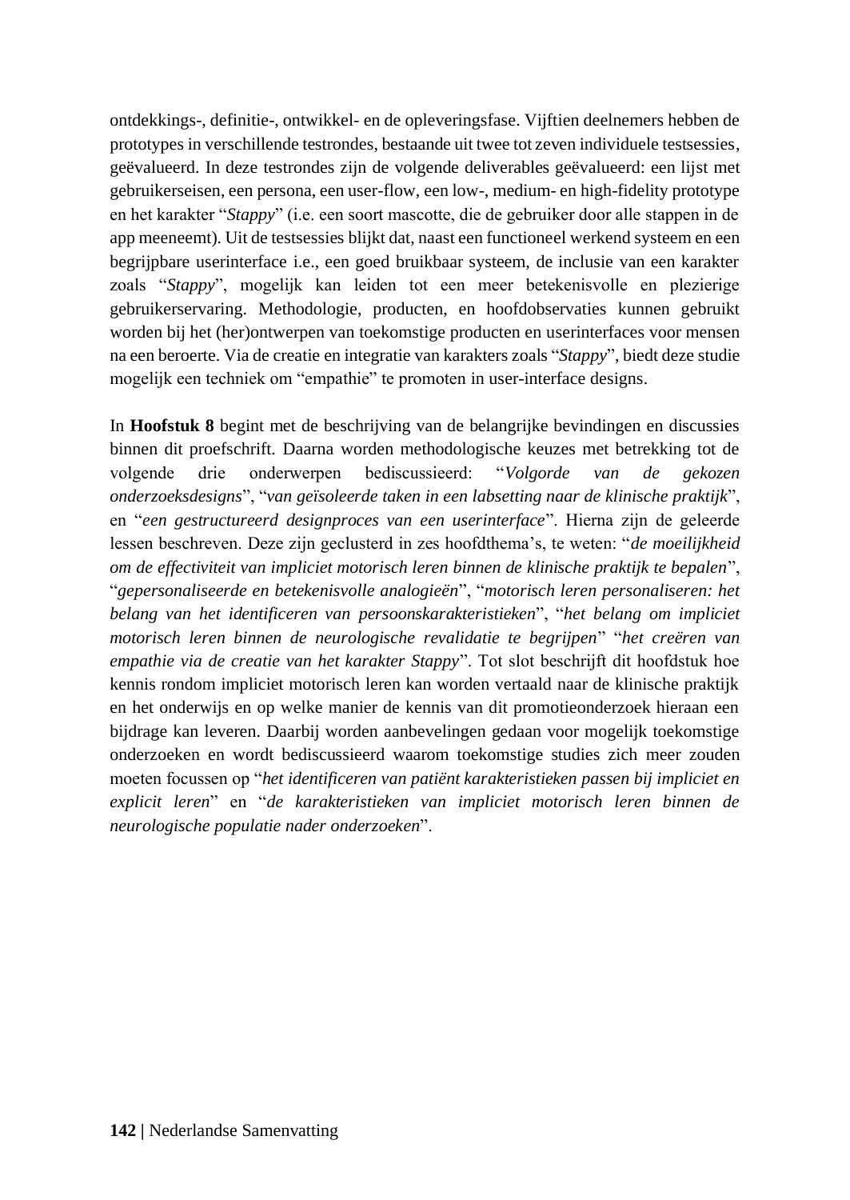ontdekkings-, definitie-, ontwikkel- en de opleveringsfase. Vijftien deelnemers hebben de prototypes in verschillende testrondes, bestaande uit twee tot zeven individuele testsessies, geëvalueerd. In deze testrondes zijn de volgende deliverables geëvalueerd: een lijst met gebruikerseisen, een persona, een user-flow, een low-, medium- en high-fidelity prototype en het karakter "*Stappy*" (i.e. een soort mascotte, die de gebruiker door alle stappen in de app meeneemt). Uit de testsessies blijkt dat, naast een functioneel werkend systeem en een begrijpbare userinterface i.e., een goed bruikbaar systeem, de inclusie van een karakter zoals "*Stappy*", mogelijk kan leiden tot een meer betekenisvolle en plezierige gebruikerservaring. Methodologie, producten, en hoofdobservaties kunnen gebruikt worden bij het (her)ontwerpen van toekomstige producten en userinterfaces voor mensen na een beroerte. Via de creatie en integratie van karakters zoals "*Stappy*", biedt deze studie mogelijk een techniek om "empathie" te promoten in user-interface designs.

In **Hoofdstuk 8** begint met de beschrijving van de belangrijke bevindingen en discussies binnen dit proefschrift. Daarna worden methodologische keuzes met betrekking tot de volgende drie onderwerpen bediscussieerd: "*Volgorde van de gekozen onderzoeksdesigns*", "*van geïsoleerde taken in een labsetting naar de klinische praktijk*", en "*een gestructureerd designproces van een userinterface*". Hierna zijn de geleerde lessen beschreven. Deze zijn geclusterd in zes hoofdthema's, te weten: "*de moeilijkheid om de effectiviteit van impliciet motorisch leren binnen de klinische praktijk te bepalen*", "*gepersonaliseerde en betekenisvolle analogieën*", "*motorisch leren personaliseren: het belang van het identificeren van persoonskarakteristieken*", "*het belang om impliciet motorisch leren binnen de neurologische revalidatie te begrijpen*" "*het creëren van empathie via de creatie van het karakter Stappy*". Tot slot beschrijft dit hoofdstuk hoe kennis rondom impliciet motorisch leren kan worden vertaald naar de klinische praktijk en het onderwijs en op welke manier de kennis van dit promotieonderzoek hieraan een bijdrage kan leveren. Daarbij worden aanbevelingen gedaan voor mogelijk toekomstige onderzoeken en wordt bediscussieerd waarom toekomstige studies zich meer zouden moeten focussen op "*het identificeren van patiënt karakteristieken passen bij impliciet en explicit leren*" en "*de karakteristieken van impliciet motorisch leren binnen de neurologische populatie nader onderzoeken*".